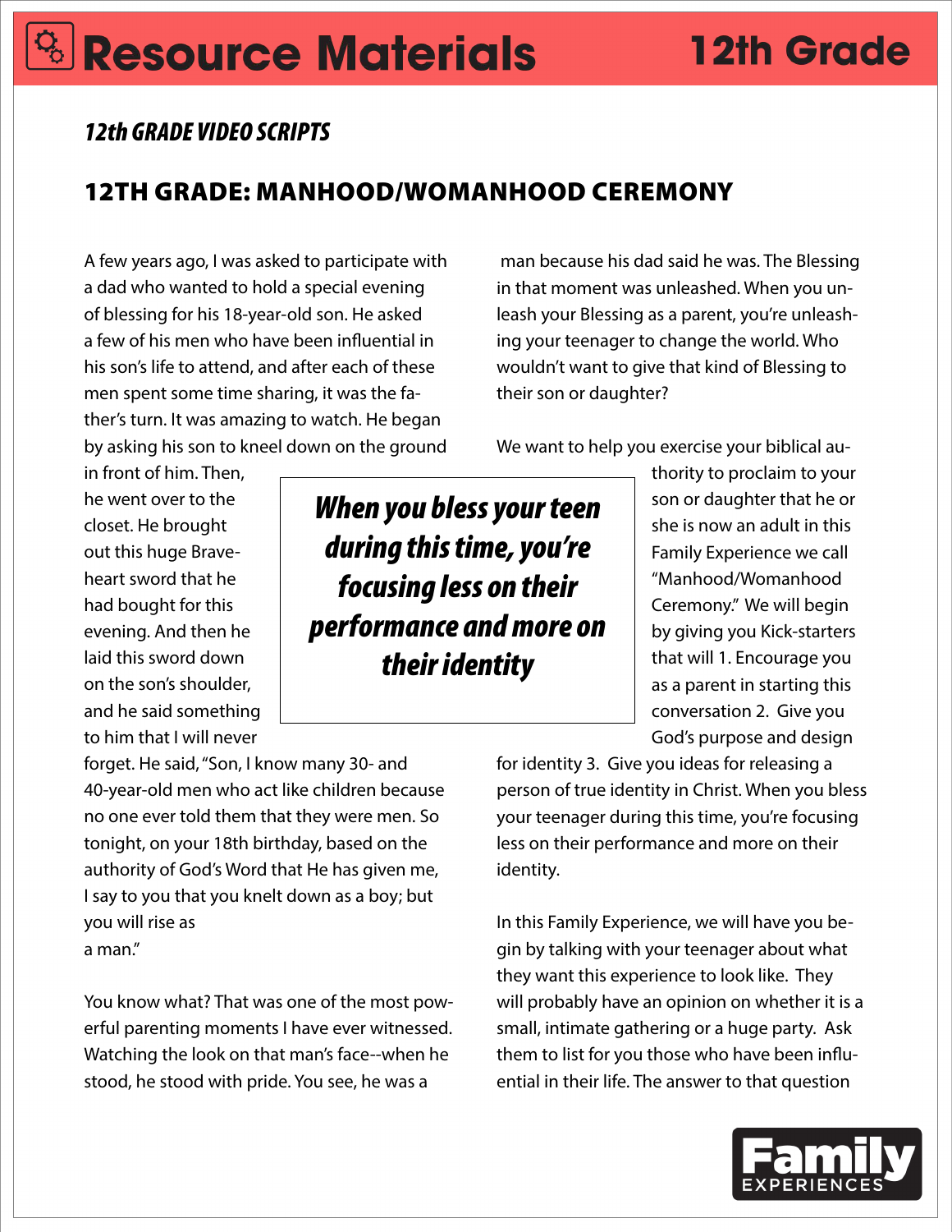# Resource Materials — 12th Grade

### *12th GRADE VIDEO SCRIPTS*

## 12TH GRADE: MANHOOD/WOMANHOOD CEREMONY

A few years ago, I was asked to participate with a dad who wanted to hold a special evening of blessing for his 18-year-old son. He asked a few of his men who have been influential in his son's life to attend, and after each of these men spent some time sharing, it was the father's turn. It was amazing to watch. He began by asking his son to kneel down on the ground in front of him. Then, he went over to the closet. He brought out this huge Braveheart sword that he had bought for this evening. And then he laid this sword down on the son's shoulder, and he said something to him that I will never forget. He said, "Son, I know many 30- and 40-year-old men who act like children because no one ever told them that they were men. So tonight, on your 18th birthday, based on the authority of God's Word that He has given me, I say to you that you knelt down as a boy; but you will rise as a man."

You know what? That was one of the most powerful parenting moments I have ever witnessed. Watching the look on that man's face--when he stood, he stood with pride. You see, he was a man because his dad said he was. The Blessing in that moment was unleashed. When you unleash your Blessing as a parent, you're unleashing your teenager to change the world. Who wouldn't want to give that kind of Blessing to their son or daughter?

> ***When you bless your teen during this time, you're focusing less on their performance and more on their identity***

We want to help you exercise your biblical authority to proclaim to your son or daughter that he or she is now an adult in this Family Experience we call "Manhood/Womanhood Ceremony." We will begin by giving you Kick-starters that will 1. Encourage you as a parent in starting this conversation 2. Give you God's purpose and design for identity 3. Give you ideas for releasing a person of true identity in Christ. When you bless your teenager during this time, you're focusing less on their performance and more on their identity.

In this Family Experience, we will have you begin by talking with your teenager about what they want this experience to look like. They will probably have an opinion on whether it is a small, intimate gathering or a huge party. Ask them to list for you those who have been influential in their life. The answer to that question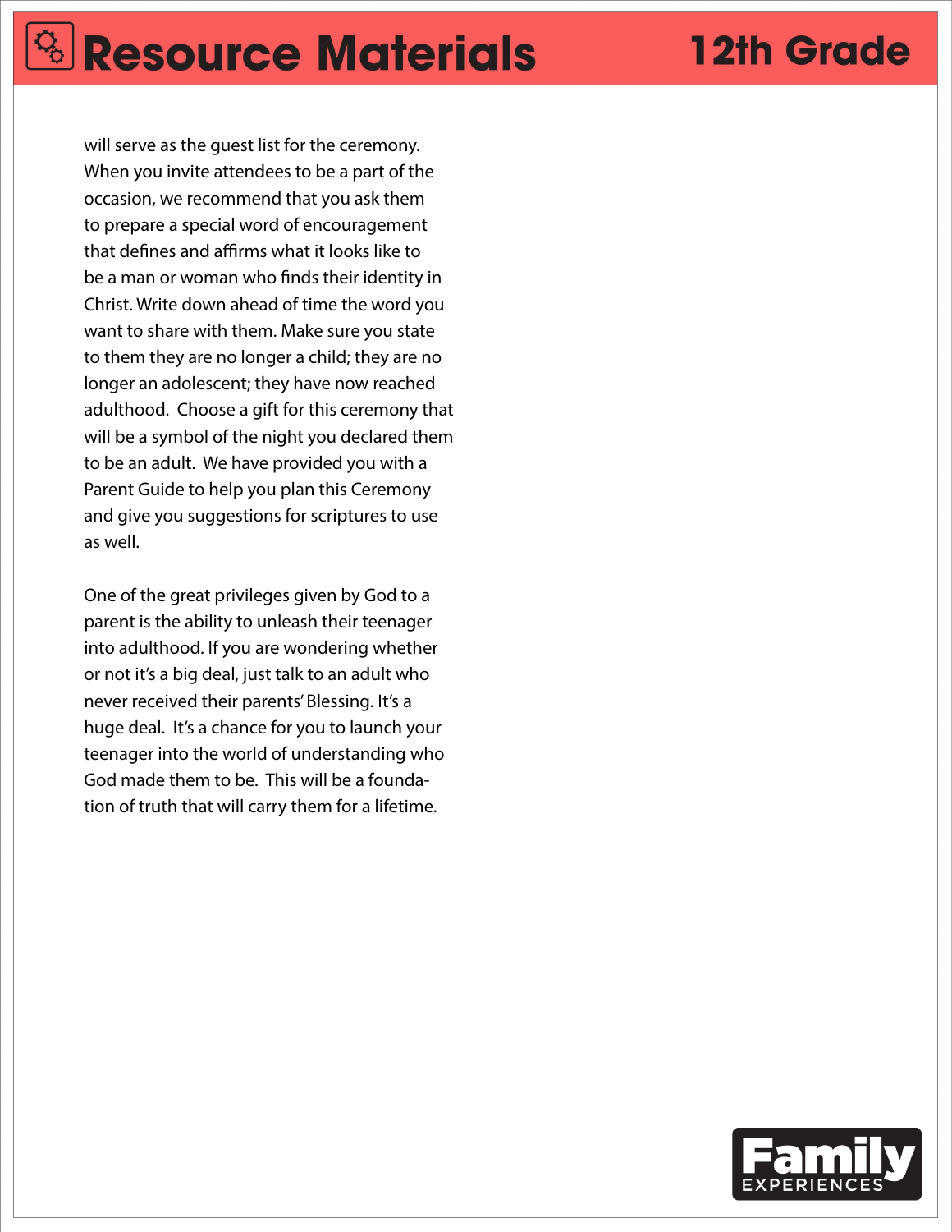will serve as the guest list for the ceremony. When you invite attendees to be a part of the occasion, we recommend that you ask them to prepare a special word of encouragement that defines and affirms what it looks like to be a man or woman who finds their identity in Christ. Write down ahead of time the word you want to share with them. Make sure you state to them they are no longer a child; they are no longer an adolescent; they have now reached adulthood. Choose a gift for this ceremony that will be a symbol of the night you declared them to be an adult. We have provided you with a Parent Guide to help you plan this Ceremony and give you suggestions for scriptures to use as well.

One of the great privileges given by God to a parent is the ability to unleash their teenager into adulthood. If you are wondering whether or not it's a big deal, just talk to an adult who never received their parents' Blessing. It's a huge deal. It's a chance for you to launch your teenager into the world of understanding who God made them to be. This will be a foundation of truth that will carry them for a lifetime.